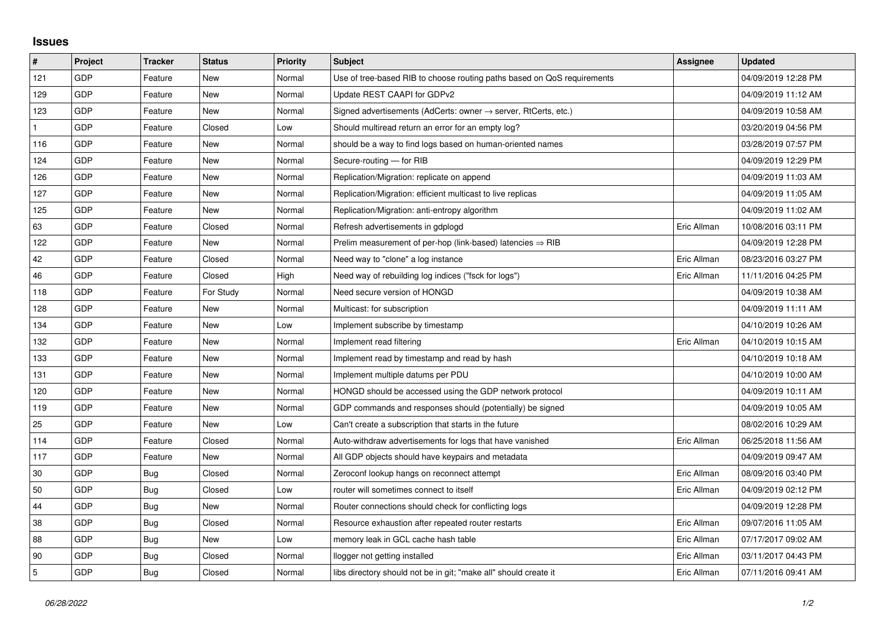## Issues

| # | Project | Tracker | Status | Priority | Subject | Assignee | Updated |
|---|---|---|---|---|---|---|---|
| 121 | GDP | Feature | New | Normal | Use of tree-based RIB to choose routing paths based on QoS requirements | | 04/09/2019 12:28 PM |
| 129 | GDP | Feature | New | Normal | Update REST CAAPI for GDPv2 | | 04/09/2019 11:12 AM |
| 123 | GDP | Feature | New | Normal | Signed advertisements (AdCerts: owner → server, RtCerts, etc.) | | 04/09/2019 10:58 AM |
| 1 | GDP | Feature | Closed | Low | Should multiread return an error for an empty log? | | 03/20/2019 04:56 PM |
| 116 | GDP | Feature | New | Normal | should be a way to find logs based on human-oriented names | | 03/28/2019 07:57 PM |
| 124 | GDP | Feature | New | Normal | Secure-routing — for RIB | | 04/09/2019 12:29 PM |
| 126 | GDP | Feature | New | Normal | Replication/Migration: replicate on append | | 04/09/2019 11:03 AM |
| 127 | GDP | Feature | New | Normal | Replication/Migration: efficient multicast to live replicas | | 04/09/2019 11:05 AM |
| 125 | GDP | Feature | New | Normal | Replication/Migration: anti-entropy algorithm | | 04/09/2019 11:02 AM |
| 63 | GDP | Feature | Closed | Normal | Refresh advertisements in gdplogd | Eric Allman | 10/08/2016 03:11 PM |
| 122 | GDP | Feature | New | Normal | Prelim measurement of per-hop (link-based) latencies ⇒ RIB | | 04/09/2019 12:28 PM |
| 42 | GDP | Feature | Closed | Normal | Need way to "clone" a log instance | Eric Allman | 08/23/2016 03:27 PM |
| 46 | GDP | Feature | Closed | High | Need way of rebuilding log indices ("fsck for logs") | Eric Allman | 11/11/2016 04:25 PM |
| 118 | GDP | Feature | For Study | Normal | Need secure version of HONGD | | 04/09/2019 10:38 AM |
| 128 | GDP | Feature | New | Normal | Multicast: for subscription | | 04/09/2019 11:11 AM |
| 134 | GDP | Feature | New | Low | Implement subscribe by timestamp | | 04/10/2019 10:26 AM |
| 132 | GDP | Feature | New | Normal | Implement read filtering | Eric Allman | 04/10/2019 10:15 AM |
| 133 | GDP | Feature | New | Normal | Implement read by timestamp and read by hash | | 04/10/2019 10:18 AM |
| 131 | GDP | Feature | New | Normal | Implement multiple datums per PDU | | 04/10/2019 10:00 AM |
| 120 | GDP | Feature | New | Normal | HONGD should be accessed using the GDP network protocol | | 04/09/2019 10:11 AM |
| 119 | GDP | Feature | New | Normal | GDP commands and responses should (potentially) be signed | | 04/09/2019 10:05 AM |
| 25 | GDP | Feature | New | Low | Can't create a subscription that starts in the future | | 08/02/2016 10:29 AM |
| 114 | GDP | Feature | Closed | Normal | Auto-withdraw advertisements for logs that have vanished | Eric Allman | 06/25/2018 11:56 AM |
| 117 | GDP | Feature | New | Normal | All GDP objects should have keypairs and metadata | | 04/09/2019 09:47 AM |
| 30 | GDP | Bug | Closed | Normal | Zeroconf lookup hangs on reconnect attempt | Eric Allman | 08/09/2016 03:40 PM |
| 50 | GDP | Bug | Closed | Low | router will sometimes connect to itself | Eric Allman | 04/09/2019 02:12 PM |
| 44 | GDP | Bug | New | Normal | Router connections should check for conflicting logs | | 04/09/2019 12:28 PM |
| 38 | GDP | Bug | Closed | Normal | Resource exhaustion after repeated router restarts | Eric Allman | 09/07/2016 11:05 AM |
| 88 | GDP | Bug | New | Low | memory leak in GCL cache hash table | Eric Allman | 07/17/2017 09:02 AM |
| 90 | GDP | Bug | Closed | Normal | llogger not getting installed | Eric Allman | 03/11/2017 04:43 PM |
| 5 | GDP | Bug | Closed | Normal | libs directory should not be in git; "make all" should create it | Eric Allman | 07/11/2016 09:41 AM |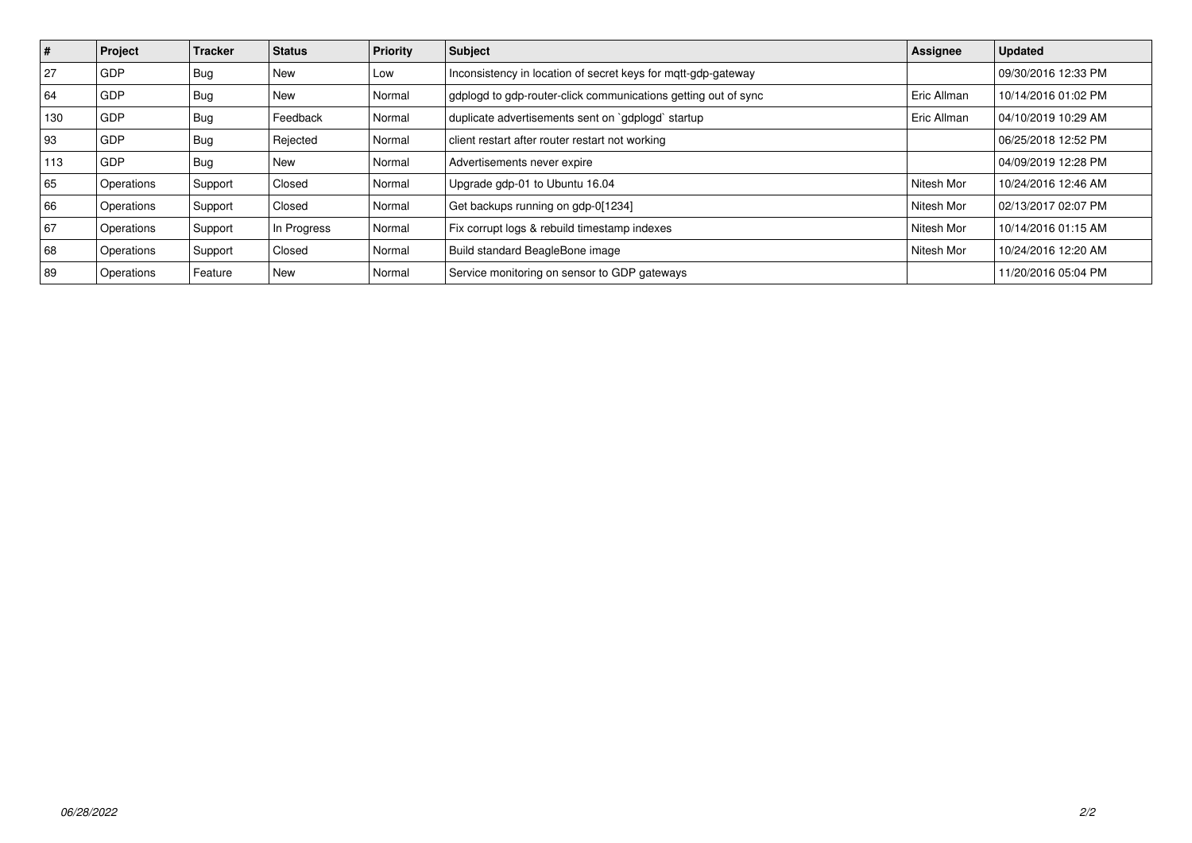| # | Project | Tracker | Status | Priority | Subject | Assignee | Updated |
|---|---|---|---|---|---|---|---|
| 27 | GDP | Bug | New | Low | Inconsistency in location of secret keys for mqtt-gdp-gateway | | 09/30/2016 12:33 PM |
| 64 | GDP | Bug | New | Normal | gdplogd to gdp-router-click communications getting out of sync | Eric Allman | 10/14/2016 01:02 PM |
| 130 | GDP | Bug | Feedback | Normal | duplicate advertisements sent on `gdplogd` startup | Eric Allman | 04/10/2019 10:29 AM |
| 93 | GDP | Bug | Rejected | Normal | client restart after router restart not working | | 06/25/2018 12:52 PM |
| 113 | GDP | Bug | New | Normal | Advertisements never expire | | 04/09/2019 12:28 PM |
| 65 | Operations | Support | Closed | Normal | Upgrade gdp-01 to Ubuntu 16.04 | Nitesh Mor | 10/24/2016 12:46 AM |
| 66 | Operations | Support | Closed | Normal | Get backups running on gdp-0[1234] | Nitesh Mor | 02/13/2017 02:07 PM |
| 67 | Operations | Support | In Progress | Normal | Fix corrupt logs & rebuild timestamp indexes | Nitesh Mor | 10/14/2016 01:15 AM |
| 68 | Operations | Support | Closed | Normal | Build standard BeagleBone image | Nitesh Mor | 10/24/2016 12:20 AM |
| 89 | Operations | Feature | New | Normal | Service monitoring on sensor to GDP gateways | | 11/20/2016 05:04 PM |

*06/28/2022*